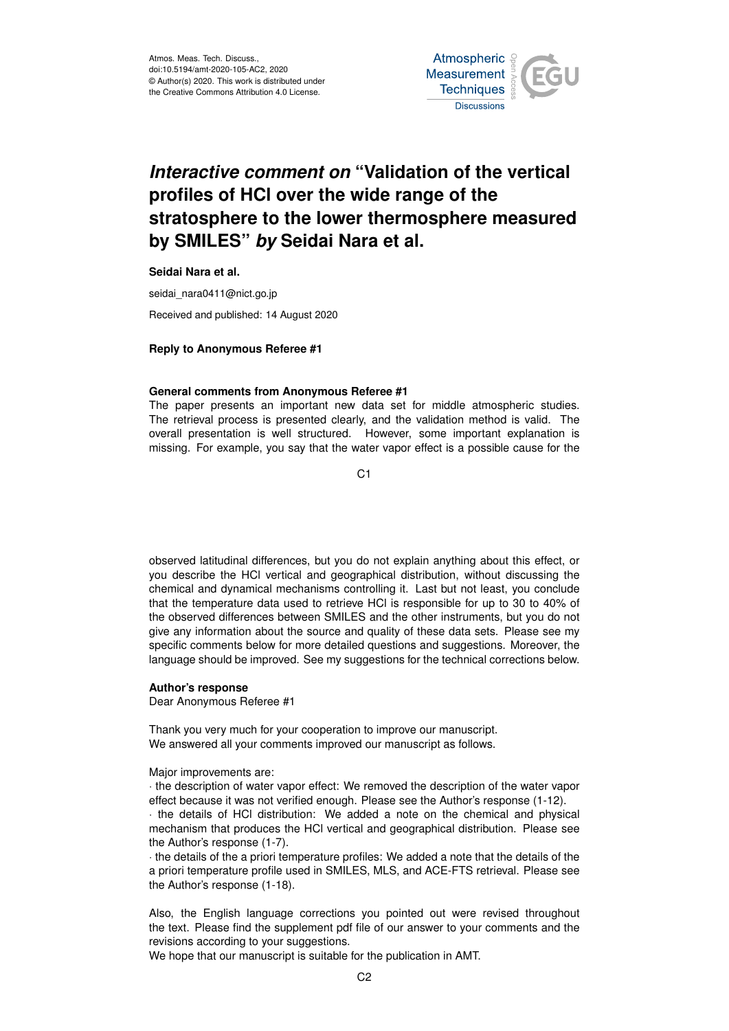Atmos. Meas. Tech. Discuss., doi:10.5194/amt-2020-105-AC2, 2020
© Author(s) 2020. This work is distributed under the Creative Commons Attribution 4.0 License.

# *Interactive comment on* "Validation of the vertical profiles of HCl over the wide range of the stratosphere to the lower thermosphere measured by SMILES" *by* Seidai Nara et al.

**Seidai Nara et al.**

seidai_nara0411@nict.go.jp

Received and published: 14 August 2020

**Reply to Anonymous Referee #1**

**General comments from Anonymous Referee #1**
The paper presents an important new data set for middle atmospheric studies. The retrieval process is presented clearly, and the validation method is valid. The overall presentation is well structured. However, some important explanation is missing. For example, you say that the water vapor effect is a possible cause for the observed latitudinal differences, but you do not explain anything about this effect, or you describe the HCl vertical and geographical distribution, without discussing the chemical and dynamical mechanisms controlling it. Last but not least, you conclude that the temperature data used to retrieve HCl is responsible for up to 30 to 40% of the observed differences between SMILES and the other instruments, but you do not give any information about the source and quality of these data sets. Please see my specific comments below for more detailed questions and suggestions. Moreover, the language should be improved. See my suggestions for the technical corrections below.

**Author's response**
Dear Anonymous Referee #1

Thank you very much for your cooperation to improve our manuscript.
We answered all your comments improved our manuscript as follows.

Major improvements are:
· the description of water vapor effect: We removed the description of the water vapor effect because it was not verified enough. Please see the Author's response (1-12).
· the details of HCl distribution: We added a note on the chemical and physical mechanism that produces the HCl vertical and geographical distribution. Please see the Author's response (1-7).
· the details of the a priori temperature profiles: We added a note that the details of the a priori temperature profile used in SMILES, MLS, and ACE-FTS retrieval. Please see the Author's response (1-18).

Also, the English language corrections you pointed out were revised throughout the text. Please find the supplement pdf file of our answer to your comments and the revisions according to your suggestions.
We hope that our manuscript is suitable for the publication in AMT.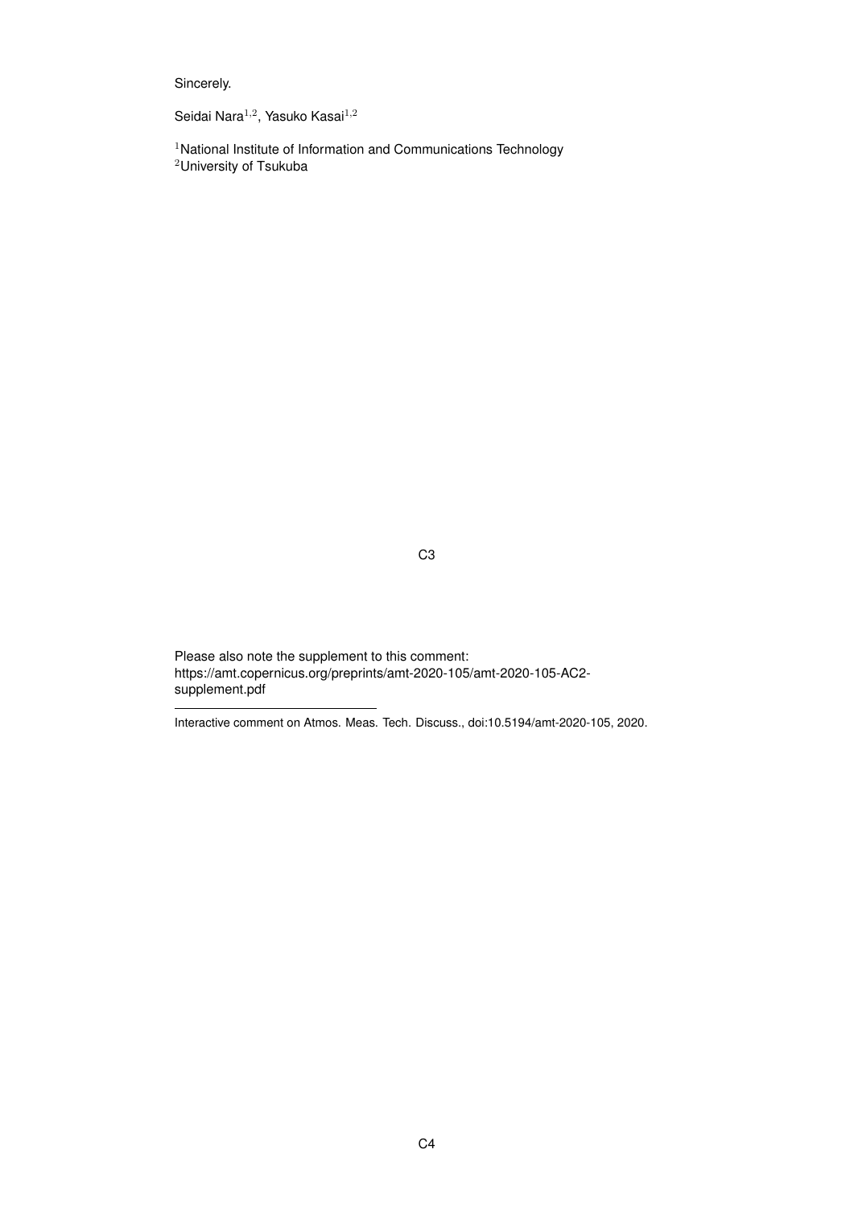Sincerely.

Seidai Nara[1,2], Yasuko Kasai[1,2]

[1]National Institute of Information and Communications Technology
[2]University of Tsukuba

Please also note the supplement to this comment:
https://amt.copernicus.org/preprints/amt-2020-105/amt-2020-105-AC2-supplement.pdf

Interactive comment on Atmos. Meas. Tech. Discuss., doi:10.5194/amt-2020-105, 2020.